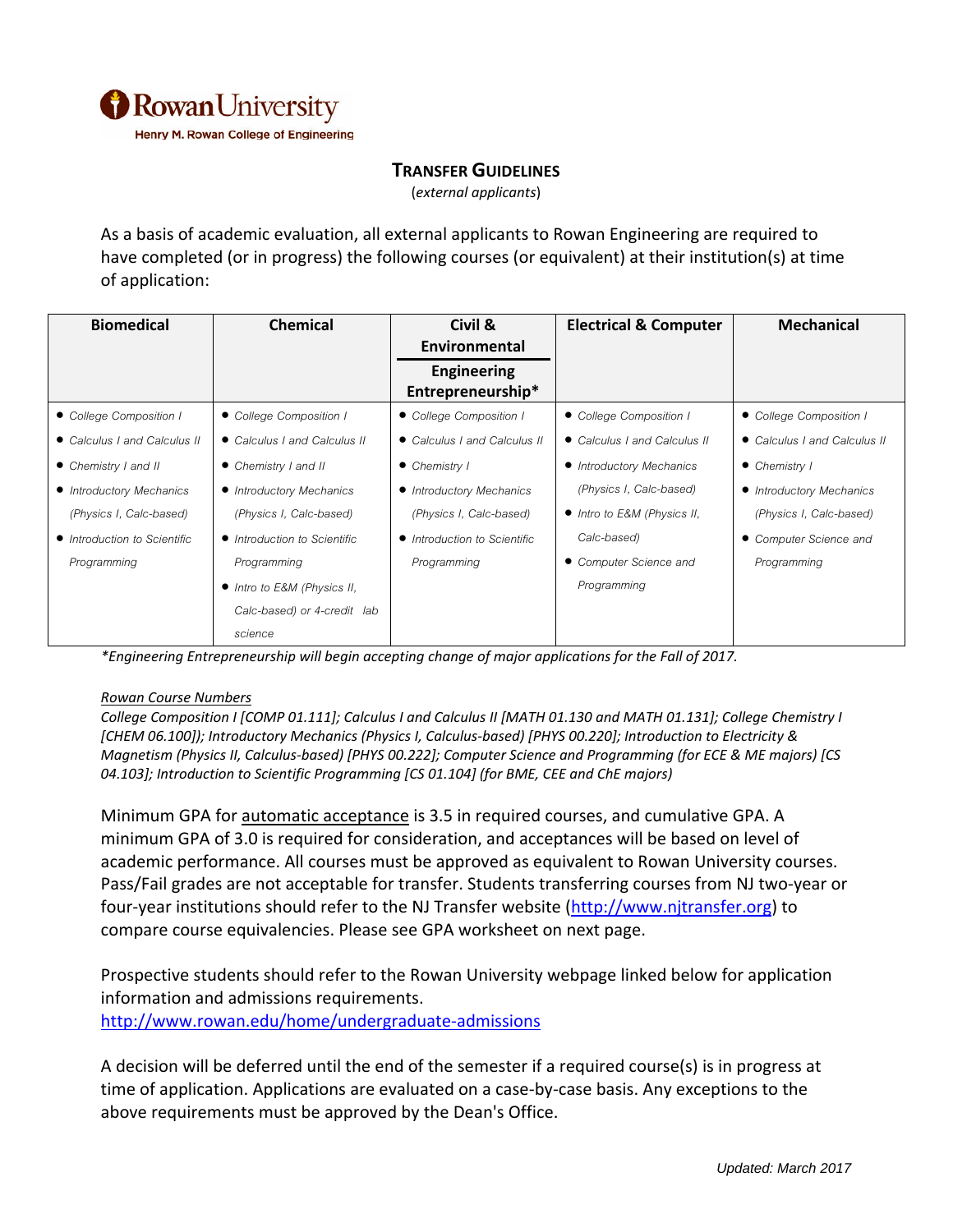Rowan University

Henry M. Rowan College of Engineering

# TRANSFER GUIDELINES

(*external applicants*)

As a basis of academic evaluation, all external applicants to Rowan Engineering are required to have completed (or in progress) the following courses (or equivalent) at their institution(s) at time of application:

| Biomedical | Chemical | Civil & Environmental / Engineering Entrepreneurship* | Electrical & Computer | Mechanical |
|---|---|---|---|---|
| • *College Composition I*<br>• *Calculus I and Calculus II*<br>• *Chemistry I and II*<br>• *Introductory Mechanics (Physics I, Calc-based)*<br>• *Introduction to Scientific Programming* | • *College Composition I*<br>• *Calculus I and Calculus II*<br>• *Chemistry I and II*<br>• *Introductory Mechanics (Physics I, Calc-based)*<br>• *Introduction to Scientific Programming*<br>• *Intro to E&M (Physics II, Calc-based) or 4-credit lab science* | • *College Composition I*<br>• *Calculus I and Calculus II*<br>• *Chemistry I*<br>• *Introductory Mechanics (Physics I, Calc-based)*<br>• *Introduction to Scientific Programming* | • *College Composition I*<br>• *Calculus I and Calculus II*<br>• *Introductory Mechanics (Physics I, Calc-based)*<br>• *Intro to E&M (Physics II, Calc-based)*<br>• *Computer Science and Programming* | • *College Composition I*<br>• *Calculus I and Calculus II*<br>• *Chemistry I*<br>• *Introductory Mechanics (Physics I, Calc-based)*<br>• *Computer Science and Programming* |

*\*Engineering Entrepreneurship will begin accepting change of major applications for the Fall of 2017.*

*Rowan Course Numbers*

*College Composition I [COMP 01.111]; Calculus I and Calculus II [MATH 01.130 and MATH 01.131]; College Chemistry I [CHEM 06.100]); Introductory Mechanics (Physics I, Calculus-based) [PHYS 00.220]; Introduction to Electricity & Magnetism (Physics II, Calculus-based) [PHYS 00.222]; Computer Science and Programming (for ECE & ME majors) [CS 04.103]; Introduction to Scientific Programming [CS 01.104] (for BME, CEE and ChE majors)*

Minimum GPA for automatic acceptance is 3.5 in required courses, and cumulative GPA. A minimum GPA of 3.0 is required for consideration, and acceptances will be based on level of academic performance. All courses must be approved as equivalent to Rowan University courses. Pass/Fail grades are not acceptable for transfer. Students transferring courses from NJ two-year or four-year institutions should refer to the NJ Transfer website (http://www.njtransfer.org) to compare course equivalencies. Please see GPA worksheet on next page.

Prospective students should refer to the Rowan University webpage linked below for application information and admissions requirements.
http://www.rowan.edu/home/undergraduate-admissions

A decision will be deferred until the end of the semester if a required course(s) is in progress at time of application. Applications are evaluated on a case-by-case basis. Any exceptions to the above requirements must be approved by the Dean's Office.

*Updated: March 2017*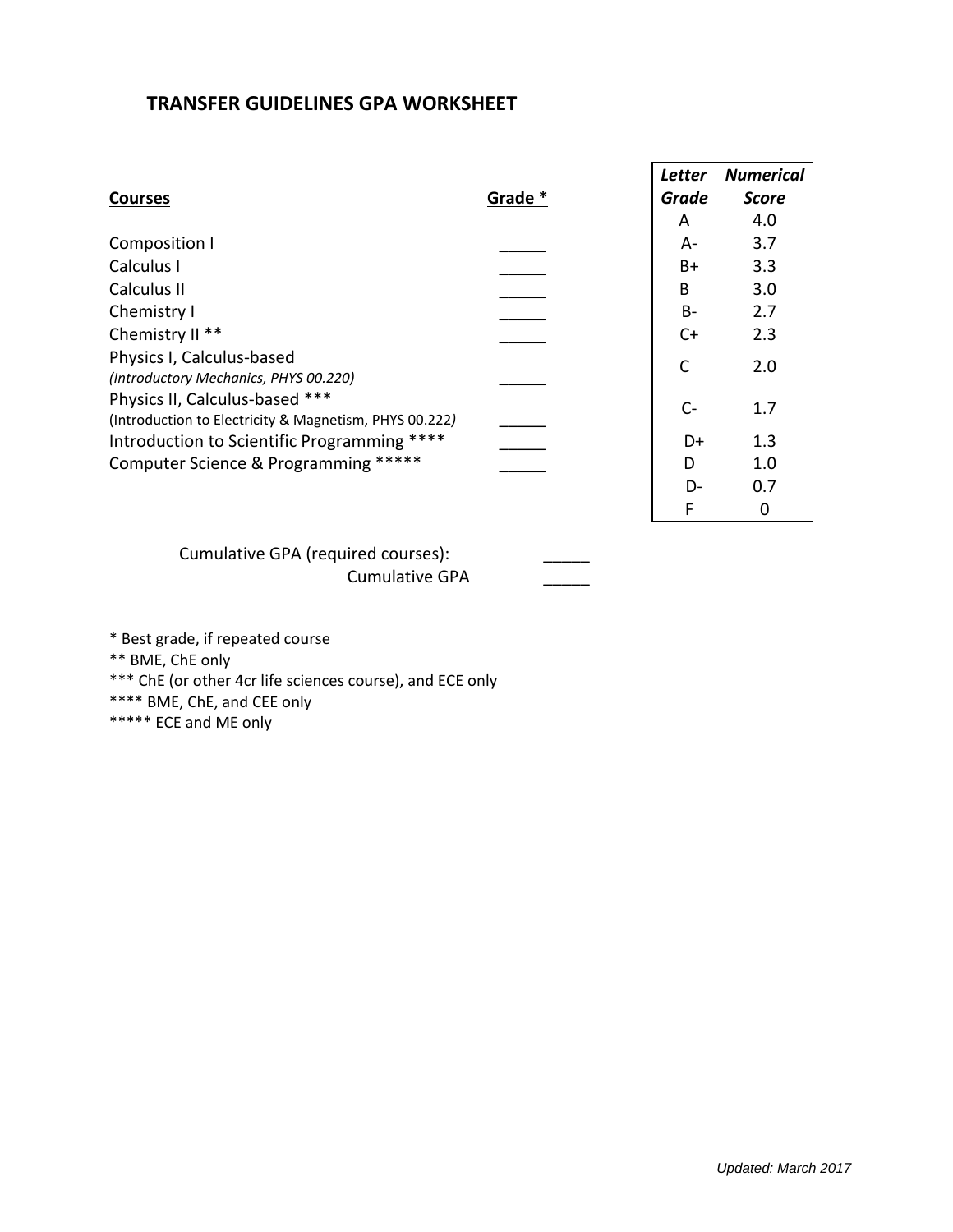## TRANSFER GUIDELINES GPA WORKSHEET

| Courses | Grade * |
|---|---|
| Composition I | _____ |
| Calculus I | _____ |
| Calculus II | _____ |
| Chemistry I | _____ |
| Chemistry II ** | _____ |
| Physics I, Calculus-based *(Introductory Mechanics, PHYS 00.220)* | _____ |
| Physics II, Calculus-based *** (Introduction to Electricity & Magnetism, PHYS 00.222*)* | _____ |
| Introduction to Scientific Programming **** | _____ |
| Computer Science & Programming ***** | _____ |

| *Letter Grade* | *Numerical Score* |
|---|---|
| A | 4.0 |
| A- | 3.7 |
| B+ | 3.3 |
| B | 3.0 |
| B- | 2.7 |
| C+ | 2.3 |
| C | 2.0 |
| C- | 1.7 |
| D+ | 1.3 |
| D | 1.0 |
| D- | 0.7 |
| F | 0 |

Cumulative GPA (required courses): _____

Cumulative GPA _____

\* Best grade, if repeated course

** BME, ChE only

*** ChE (or other 4cr life sciences course), and ECE only

**** BME, ChE, and CEE only

***** ECE and ME only

*Updated: March 2017*